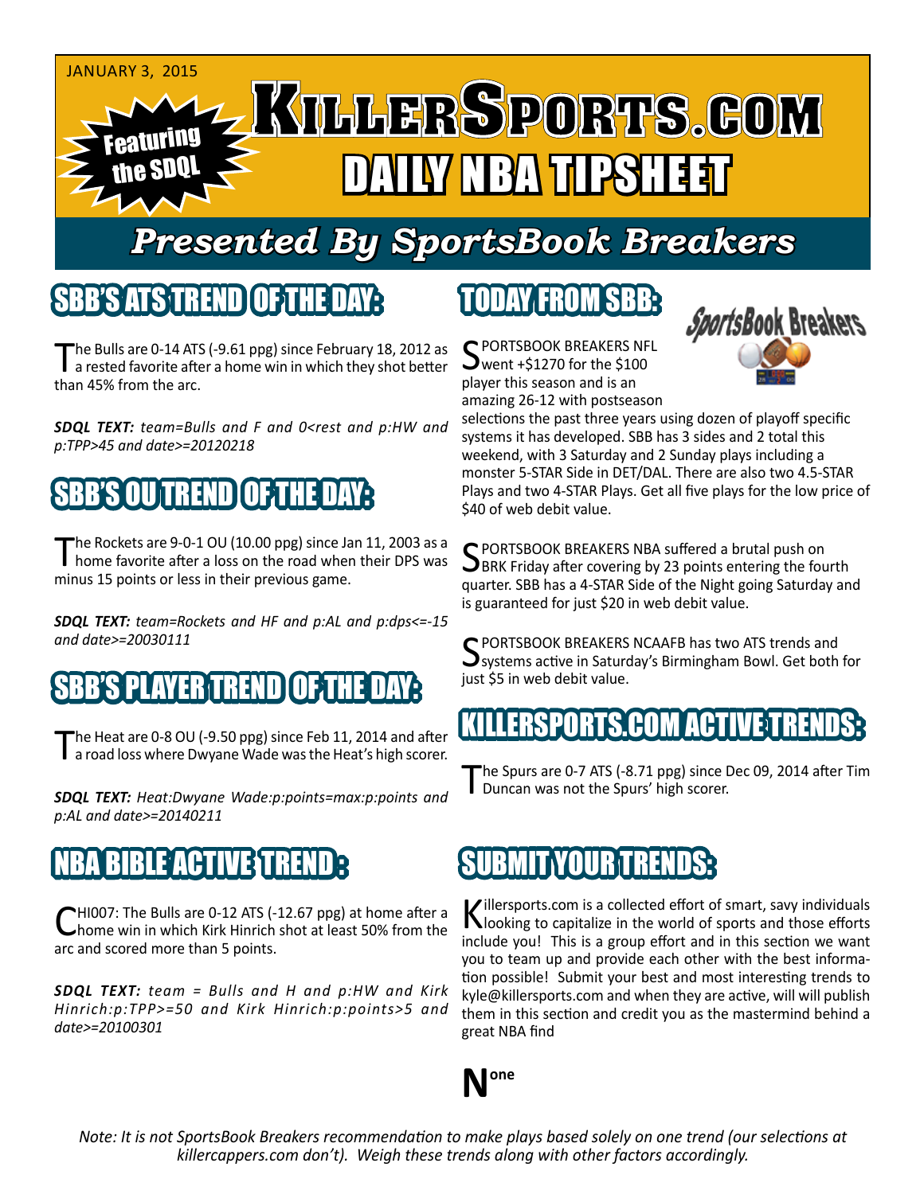JANUARY 3, 2015

Featuring the SDQL

# KILLERSPORTS.COM DAILY NBA TIPSHEET

## Presented By SportsBook Breakers

## SBB'S ATS TREND OF THE DAY:

The Bulls are 0-14 ATS (-9.61 ppg) since February 18, 2012 as a rested favorite after a home win in which they shot better than 45% from the arc.

***SDQL TEXT:*** *team=Bulls and F and 0<rest and p:HW and p:TPP>45 and date>=20120218*

## SBB'S OU TREND OF THE DAY:

The Rockets are 9-0-1 OU (10.00 ppg) since Jan 11, 2003 as a home favorite after a loss on the road when their DPS was minus 15 points or less in their previous game.

***SDQL TEXT:*** *team=Rockets and HF and p:AL and p:dps<=-15 and date>=20030111*

## SBB'S PLAYER TREND OF THE DAY:

The Heat are 0-8 OU (-9.50 ppg) since Feb 11, 2014 and after a road loss where Dwyane Wade was the Heat's high scorer.

***SDQL TEXT:*** *Heat:Dwyane Wade:p:points=max:p:points and p:AL and date>=20140211*

## NBA BIBLE ACTIVE TREND:

CHI007: The Bulls are 0-12 ATS (-12.67 ppg) at home after a home win in which Kirk Hinrich shot at least 50% from the arc and scored more than 5 points.

***SDQL TEXT:*** *team = Bulls and H and p:HW and Kirk Hinrich:p:TPP>=50 and Kirk Hinrich:p:points>5 and date>=20100301*

## TODAY FROM SBB:

SPORTSBOOK BREAKERS NFL went +$1270 for the $100 player this season and is an amazing 26-12 with postseason selections the past three years using dozen of playoff specific systems it has developed. SBB has 3 sides and 2 total this weekend, with 3 Saturday and 2 Sunday plays including a monster 5-STAR Side in DET/DAL. There are also two 4.5-STAR Plays and two 4-STAR Plays. Get all five plays for the low price of $40 of web debit value.

SPORTSBOOK BREAKERS NBA suffered a brutal push on BRK Friday after covering by 23 points entering the fourth quarter. SBB has a 4-STAR Side of the Night going Saturday and is guaranteed for just $20 in web debit value.

SPORTSBOOK BREAKERS NCAAFB has two ATS trends and systems active in Saturday's Birmingham Bowl. Get both for just $5 in web debit value.

## KILLERSPORTS.COM ACTIVE TRENDS:

The Spurs are 0-7 ATS (-8.71 ppg) since Dec 09, 2014 after Tim Duncan was not the Spurs' high scorer.

## SUBMIT YOUR TRENDS:

Killersports.com is a collected effort of smart, savy individuals looking to capitalize in the world of sports and those efforts include you! This is a group effort and in this section we want you to team up and provide each other with the best information possible! Submit your best and most interesting trends to kyle@killersports.com and when they are active, will will publish them in this section and credit you as the mastermind behind a great NBA find

None

*Note: It is not SportsBook Breakers recommendation to make plays based solely on one trend (our selections at killercappers.com don't). Weigh these trends along with other factors accordingly.*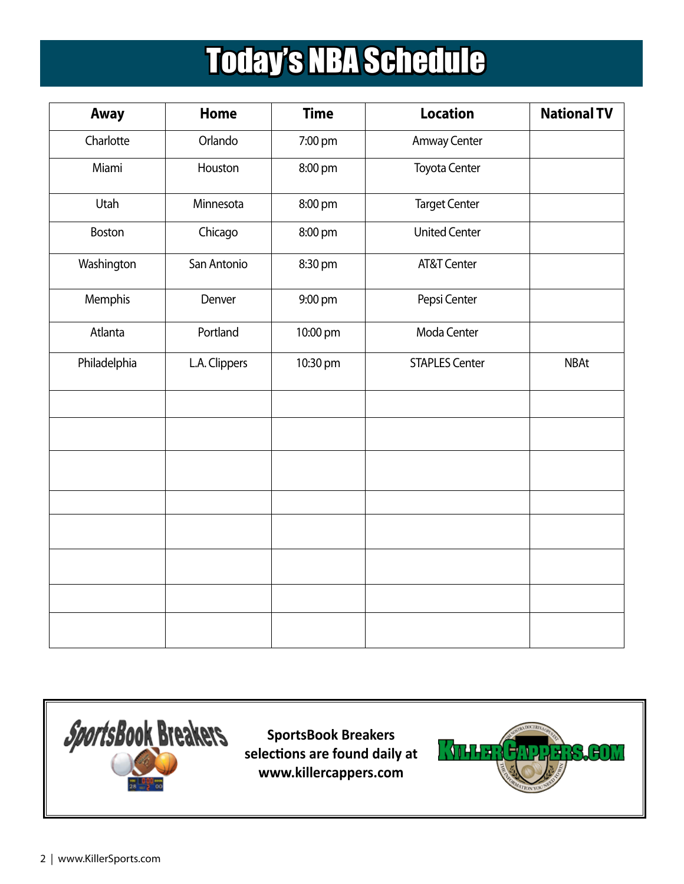# Today's NBA Schedule

| Away | Home | Time | Location | National TV |
|---|---|---|---|---|
| Charlotte | Orlando | 7:00 pm | Amway Center | |
| Miami | Houston | 8:00 pm | Toyota Center | |
| Utah | Minnesota | 8:00 pm | Target Center | |
| Boston | Chicago | 8:00 pm | United Center | |
| Washington | San Antonio | 8:30 pm | AT&T Center | |
| Memphis | Denver | 9:00 pm | Pepsi Center | |
| Atlanta | Portland | 10:00 pm | Moda Center | |
| Philadelphia | L.A. Clippers | 10:30 pm | STAPLES Center | NBAt |
| | | | | |
| | | | | |
| | | | | |
| | | | | |
| | | | | |
| | | | | |
| | | | | |
| | | | | |

SportsBook Breakers

**SportsBook Breakers selections are found daily at www.killercappers.com**

KILLERCAPPERS.COM